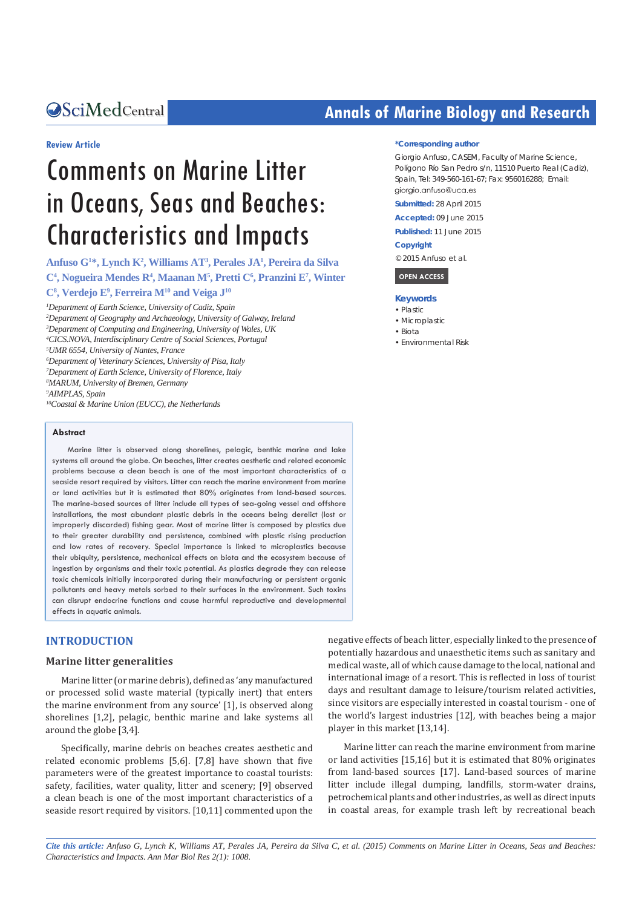Review Article

# Comments on Marine Litter in Oceans, Seas and Beaches: Characteristics and Impacts

**Anfuso G[1]*, Lynch K[2], Williams AT[3], Perales JA[1], Pereira da Silva C[4], Nogueira Mendes R[4], Maanan M[5], Pretti C[6], Pranzini E[7], Winter C[8], Verdejo E[9], Ferreira M[10] and Veiga J[10]**

[1]*Department of Earth Science, University of Cadiz, Spain*
[2]*Department of Geography and Archaeology, University of Galway, Ireland*
[3]*Department of Computing and Engineering, University of Wales, UK*
[4]*CICS.NOVA, Interdisciplinary Centre of Social Sciences, Portugal*
[5]*UMR 6554, University of Nantes, France*
[6]*Department of Veterinary Sciences, University of Pisa, Italy*
[7]*Department of Earth Science, University of Florence, Italy*
[8]*MARUM, University of Bremen, Germany*
[9]*AIMPLAS, Spain*
[10]*Coastal & Marine Union (EUCC), the Netherlands*

**\*Corresponding author**

Giorgio Anfuso, CASEM, Faculty of Marine Science, Polígono Río San Pedro s/n, 11510 Puerto Real (Cadiz), Spain, Tel: 349-560-161-67; Fax: 956016288; Email: giorgio.anfuso@uca.es

**Submitted:** 28 April 2015

**Accepted:** 09 June 2015

**Published:** 11 June 2015

**Copyright**

© 2015 Anfuso et al.

OPEN ACCESS

**Keywords**

- Plastic
- Microplastic
- Biota
- Environmental Risk

## Abstract

Marine litter is observed along shorelines, pelagic, benthic marine and lake systems all around the globe. On beaches, litter creates aesthetic and related economic problems because a clean beach is one of the most important characteristics of a seaside resort required by visitors. Litter can reach the marine environment from marine or land activities but it is estimated that 80% originates from land-based sources. The marine-based sources of litter include all types of sea-going vessel and offshore installations, the most abundant plastic debris in the oceans being derelict (lost or improperly discarded) fishing gear. Most of marine litter is composed by plastics due to their greater durability and persistence, combined with plastic rising production and low rates of recovery. Special importance is linked to microplastics because their ubiquity, persistence, mechanical effects on biota and the ecosystem because of ingestion by organisms and their toxic potential. As plastics degrade they can release toxic chemicals initially incorporated during their manufacturing or persistent organic pollutants and heavy metals sorbed to their surfaces in the environment. Such toxins can disrupt endocrine functions and cause harmful reproductive and developmental effects in aquatic animals.

## INTRODUCTION

### Marine litter generalities

Marine litter (or marine debris), defined as 'any manufactured or processed solid waste material (typically inert) that enters the marine environment from any source' [1], is observed along shorelines [1,2], pelagic, benthic marine and lake systems all around the globe [3,4].

Specifically, marine debris on beaches creates aesthetic and related economic problems [5,6]. [7,8] have shown that five parameters were of the greatest importance to coastal tourists: safety, facilities, water quality, litter and scenery; [9] observed a clean beach is one of the most important characteristics of a seaside resort required by visitors. [10,11] commented upon the negative effects of beach litter, especially linked to the presence of potentially hazardous and unaesthetic items such as sanitary and medical waste, all of which cause damage to the local, national and international image of a resort. This is reflected in loss of tourist days and resultant damage to leisure/tourism related activities, since visitors are especially interested in coastal tourism - one of the world's largest industries [12], with beaches being a major player in this market [13,14].

Marine litter can reach the marine environment from marine or land activities [15,16] but it is estimated that 80% originates from land-based sources [17]. Land-based sources of marine litter include illegal dumping, landfills, storm-water drains, petrochemical plants and other industries, as well as direct inputs in coastal areas, for example trash left by recreational beach

*Cite this article: Anfuso G, Lynch K, Williams AT, Perales JA, Pereira da Silva C, et al. (2015) Comments on Marine Litter in Oceans, Seas and Beaches: Characteristics and Impacts. Ann Mar Biol Res 2(1): 1008.*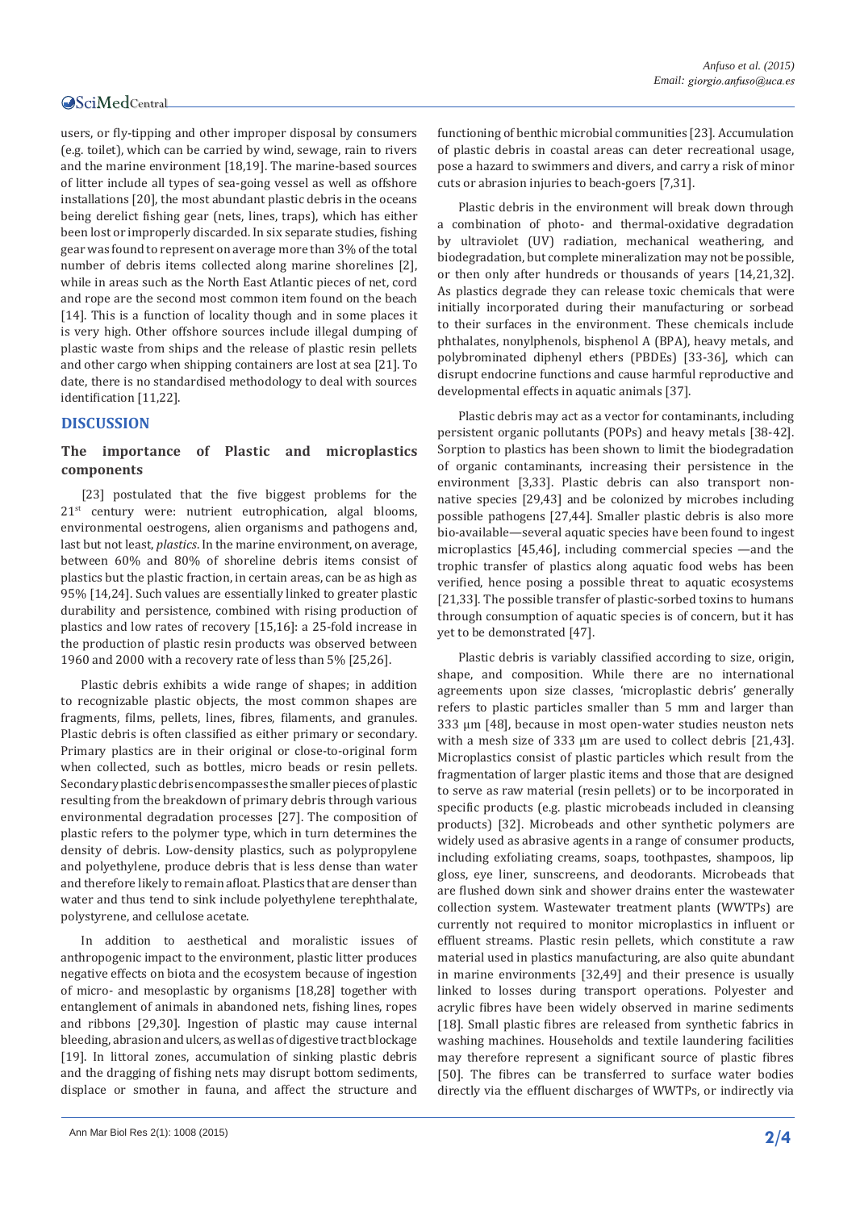users, or fly-tipping and other improper disposal by consumers (e.g. toilet), which can be carried by wind, sewage, rain to rivers and the marine environment [18,19]. The marine-based sources of litter include all types of sea-going vessel as well as offshore installations [20], the most abundant plastic debris in the oceans being derelict fishing gear (nets, lines, traps), which has either been lost or improperly discarded. In six separate studies, fishing gear was found to represent on average more than 3% of the total number of debris items collected along marine shorelines [2], while in areas such as the North East Atlantic pieces of net, cord and rope are the second most common item found on the beach [14]. This is a function of locality though and in some places it is very high. Other offshore sources include illegal dumping of plastic waste from ships and the release of plastic resin pellets and other cargo when shipping containers are lost at sea [21]. To date, there is no standardised methodology to deal with sources identification [11,22].

## DISCUSSION

### The importance of Plastic and microplastics components

[23] postulated that the five biggest problems for the 21st century were: nutrient eutrophication, algal blooms, environmental oestrogens, alien organisms and pathogens and, last but not least, *plastics*. In the marine environment, on average, between 60% and 80% of shoreline debris items consist of plastics but the plastic fraction, in certain areas, can be as high as 95% [14,24]. Such values are essentially linked to greater plastic durability and persistence, combined with rising production of plastics and low rates of recovery [15,16]: a 25-fold increase in the production of plastic resin products was observed between 1960 and 2000 with a recovery rate of less than 5% [25,26].

Plastic debris exhibits a wide range of shapes; in addition to recognizable plastic objects, the most common shapes are fragments, films, pellets, lines, fibres, filaments, and granules. Plastic debris is often classified as either primary or secondary. Primary plastics are in their original or close-to-original form when collected, such as bottles, micro beads or resin pellets. Secondary plastic debris encompasses the smaller pieces of plastic resulting from the breakdown of primary debris through various environmental degradation processes [27]. The composition of plastic refers to the polymer type, which in turn determines the density of debris. Low-density plastics, such as polypropylene and polyethylene, produce debris that is less dense than water and therefore likely to remain afloat. Plastics that are denser than water and thus tend to sink include polyethylene terephthalate, polystyrene, and cellulose acetate.

In addition to aesthetical and moralistic issues of anthropogenic impact to the environment, plastic litter produces negative effects on biota and the ecosystem because of ingestion of micro- and mesoplastic by organisms [18,28] together with entanglement of animals in abandoned nets, fishing lines, ropes and ribbons [29,30]. Ingestion of plastic may cause internal bleeding, abrasion and ulcers, as well as of digestive tract blockage [19]. In littoral zones, accumulation of sinking plastic debris and the dragging of fishing nets may disrupt bottom sediments, displace or smother in fauna, and affect the structure and functioning of benthic microbial communities [23]. Accumulation of plastic debris in coastal areas can deter recreational usage, pose a hazard to swimmers and divers, and carry a risk of minor cuts or abrasion injuries to beach-goers [7,31].

Plastic debris in the environment will break down through a combination of photo- and thermal-oxidative degradation by ultraviolet (UV) radiation, mechanical weathering, and biodegradation, but complete mineralization may not be possible, or then only after hundreds or thousands of years [14,21,32]. As plastics degrade they can release toxic chemicals that were initially incorporated during their manufacturing or sorbead to their surfaces in the environment. These chemicals include phthalates, nonylphenols, bisphenol A (BPA), heavy metals, and polybrominated diphenyl ethers (PBDEs) [33-36], which can disrupt endocrine functions and cause harmful reproductive and developmental effects in aquatic animals [37].

Plastic debris may act as a vector for contaminants, including persistent organic pollutants (POPs) and heavy metals [38-42]. Sorption to plastics has been shown to limit the biodegradation of organic contaminants, increasing their persistence in the environment [3,33]. Plastic debris can also transport non-native species [29,43] and be colonized by microbes including possible pathogens [27,44]. Smaller plastic debris is also more bio-available—several aquatic species have been found to ingest microplastics [45,46], including commercial species —and the trophic transfer of plastics along aquatic food webs has been verified, hence posing a possible threat to aquatic ecosystems [21,33]. The possible transfer of plastic-sorbed toxins to humans through consumption of aquatic species is of concern, but it has yet to be demonstrated [47].

Plastic debris is variably classified according to size, origin, shape, and composition. While there are no international agreements upon size classes, 'microplastic debris' generally refers to plastic particles smaller than 5 mm and larger than 333 µm [48], because in most open-water studies neuston nets with a mesh size of 333 µm are used to collect debris [21,43]. Microplastics consist of plastic particles which result from the fragmentation of larger plastic items and those that are designed to serve as raw material (resin pellets) or to be incorporated in specific products (e.g. plastic microbeads included in cleansing products) [32]. Microbeads and other synthetic polymers are widely used as abrasive agents in a range of consumer products, including exfoliating creams, soaps, toothpastes, shampoos, lip gloss, eye liner, sunscreens, and deodorants. Microbeads that are flushed down sink and shower drains enter the wastewater collection system. Wastewater treatment plants (WWTPs) are currently not required to monitor microplastics in influent or effluent streams. Plastic resin pellets, which constitute a raw material used in plastics manufacturing, are also quite abundant in marine environments [32,49] and their presence is usually linked to losses during transport operations. Polyester and acrylic fibres have been widely observed in marine sediments [18]. Small plastic fibres are released from synthetic fabrics in washing machines. Households and textile laundering facilities may therefore represent a significant source of plastic fibres [50]. The fibres can be transferred to surface water bodies directly via the effluent discharges of WWTPs, or indirectly via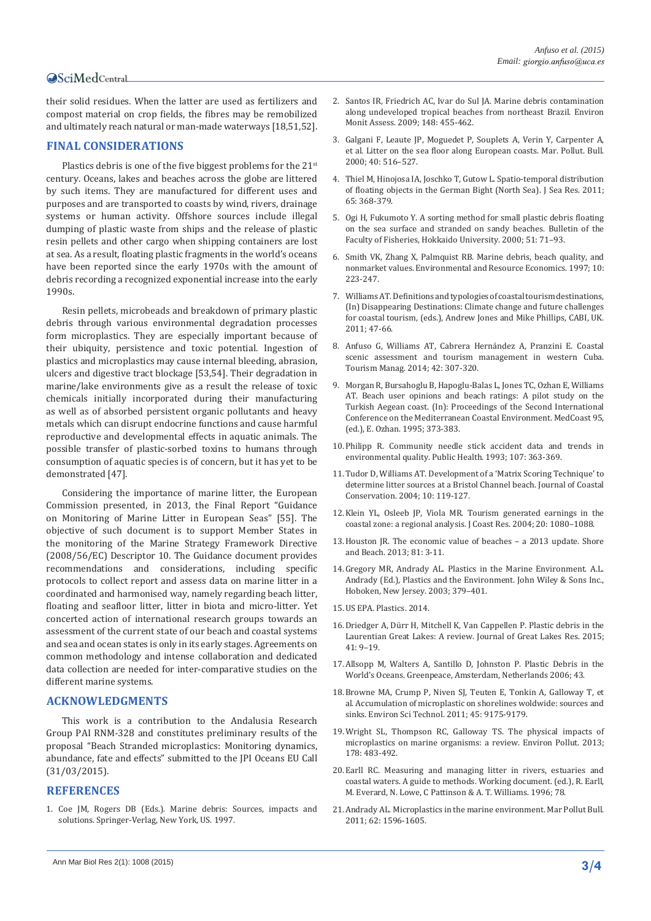their solid residues. When the latter are used as fertilizers and compost material on crop fields, the fibres may be remobilized and ultimately reach natural or man-made waterways [18,51,52].

## FINAL CONSIDERATIONS

Plastics debris is one of the five biggest problems for the 21st century. Oceans, lakes and beaches across the globe are littered by such items. They are manufactured for different uses and purposes and are transported to coasts by wind, rivers, drainage systems or human activity. Offshore sources include illegal dumping of plastic waste from ships and the release of plastic resin pellets and other cargo when shipping containers are lost at sea. As a result, floating plastic fragments in the world's oceans have been reported since the early 1970s with the amount of debris recording a recognized exponential increase into the early 1990s.

Resin pellets, microbeads and breakdown of primary plastic debris through various environmental degradation processes form microplastics. They are especially important because of their ubiquity, persistence and toxic potential. Ingestion of plastics and microplastics may cause internal bleeding, abrasion, ulcers and digestive tract blockage [53,54]. Their degradation in marine/lake environments give as a result the release of toxic chemicals initially incorporated during their manufacturing as well as of absorbed persistent organic pollutants and heavy metals which can disrupt endocrine functions and cause harmful reproductive and developmental effects in aquatic animals. The possible transfer of plastic-sorbed toxins to humans through consumption of aquatic species is of concern, but it has yet to be demonstrated [47].

Considering the importance of marine litter, the European Commission presented, in 2013, the Final Report "Guidance on Monitoring of Marine Litter in European Seas" [55]. The objective of such document is to support Member States in the monitoring of the Marine Strategy Framework Directive (2008/56/EC) Descriptor 10. The Guidance document provides recommendations and considerations, including specific protocols to collect report and assess data on marine litter in a coordinated and harmonised way, namely regarding beach litter, floating and seafloor litter, litter in biota and micro-litter. Yet concerted action of international research groups towards an assessment of the current state of our beach and coastal systems and sea and ocean states is only in its early stages. Agreements on common methodology and intense collaboration and dedicated data collection are needed for inter-comparative studies on the different marine systems.

## ACKNOWLEDGMENTS

This work is a contribution to the Andalusia Research Group PAI RNM-328 and constitutes preliminary results of the proposal "Beach Stranded microplastics: Monitoring dynamics, abundance, fate and effects" submitted to the JPI Oceans EU Call (31/03/2015).

## REFERENCES

1. Coe JM, Rogers DB (Eds.). Marine debris: Sources, impacts and solutions. Springer-Verlag, New York, US. 1997.
2. Santos IR, Friedrich AC, Ivar do Sul JA. Marine debris contamination along undeveloped tropical beaches from northeast Brazil. Environ Monit Assess. 2009; 148: 455-462.
3. Galgani F, Leaute JP, Moguedet P, Souplets A, Verin Y, Carpenter A, et al. Litter on the sea floor along European coasts. Mar. Pollut. Bull. 2000; 40: 516–527.
4. Thiel M, Hinojosa IA, Joschko T, Gutow L. Spatio-temporal distribution of floating objects in the German Bight (North Sea). J Sea Res. 2011; 65: 368-379.
5. Ogi H, Fukumoto Y. A sorting method for small plastic debris floating on the sea surface and stranded on sandy beaches. Bulletin of the Faculty of Fisheries, Hokkaido University. 2000; 51: 71–93.
6. Smith VK, Zhang X, Palmquist RB. Marine debris, beach quality, and nonmarket values. Environmental and Resource Economics. 1997; 10: 223-247.
7. Williams AT. Definitions and typologies of coastal tourism destinations, (In) Disappearing Destinations: Climate change and future challenges for coastal tourism, (eds.), Andrew Jones and Mike Phillips, CABI, UK. 2011; 47-66.
8. Anfuso G, Williams AT, Cabrera Hernández A, Pranzini E. Coastal scenic assessment and tourism management in western Cuba. Tourism Manag. 2014; 42: 307-320.
9. Morgan R, Bursaoglu B, Hapoglu-Balas L, Jones TC, Ozhan E, Williams AT. Beach user opinions and beach ratings: A pilot study on the Turkish Aegean coast. (In): Proceedings of the Second International Conference on the Mediterranean Coastal Environment. MedCoast 95, (ed.), E. Ozhan. 1995; 373-383.
10. Philipp R. Community needle stick accident data and trends in environmental quality. Public Health. 1993; 107: 363-369.
11. Tudor D, Williams AT. Development of a 'Matrix Scoring Technique' to determine litter sources at a Bristol Channel beach. Journal of Coastal Conservation. 2004; 10: 119-127.
12. Klein YL, Osleeb JP, Viola MR. Tourism generated earnings in the coastal zone: a regional analysis. J Coast Res. 2004; 20: 1080–1088.
13. Houston JR. The economic value of beaches – a 2013 update. Shore and Beach. 2013; 81: 3-11.
14. Gregory MR, Andrady AL. Plastics in the Marine Environment. A.L. Andrady (Ed.), Plastics and the Environment. John Wiley & Sons Inc., Hoboken, New Jersey. 2003; 379–401.
15. US EPA. Plastics. 2014.
16. Driedger A, Dürr H, Mitchell K, Van Cappellen P. Plastic debris in the Laurentian Great Lakes: A review. Journal of Great Lakes Res. 2015; 41: 9–19.
17. Allsopp M, Walters A, Santillo D, Johnston P. Plastic Debris in the World's Oceans. Greenpeace, Amsterdam, Netherlands 2006; 43.
18. Browne MA, Crump P, Niven SJ, Teuten E, Tonkin A, Galloway T, et al. Accumulation of microplastic on shorelines woldwide: sources and sinks. Environ Sci Technol. 2011; 45: 9175-9179.
19. Wright SL, Thompson RC, Galloway TS. The physical impacts of microplastics on marine organisms: a review. Environ Pollut. 2013; 178: 483-492.
20. Earll RC. Measuring and managing litter in rivers, estuaries and coastal waters. A guide to methods. Working document. (ed.), R. Earll, M. Everard, N. Lowe, C Pattinson & A. T. Williams. 1996; 78.
21. Andrady AL. Microplastics in the marine environment. Mar Pollut Bull. 2011; 62: 1596-1605.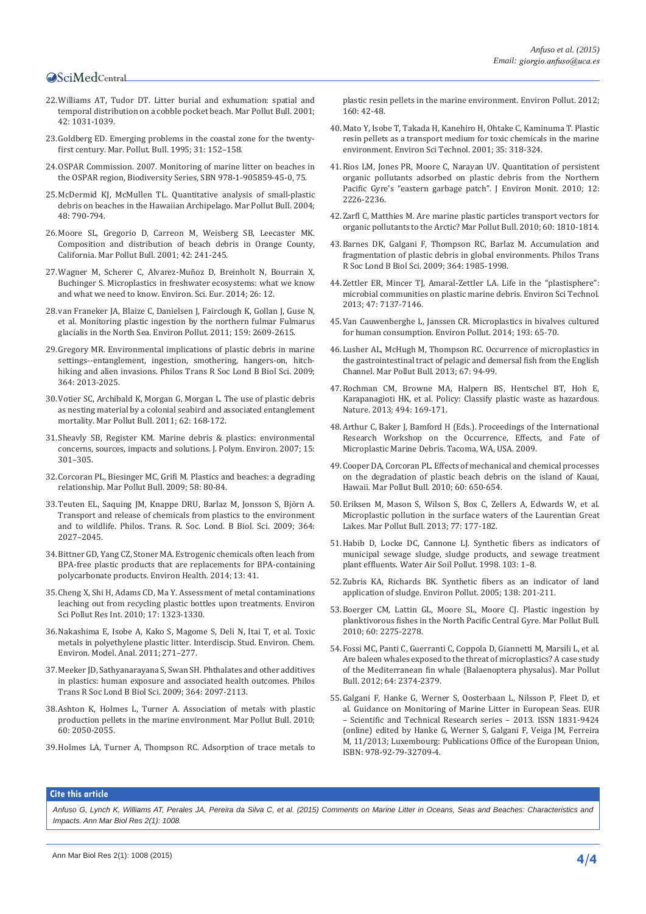22. Williams AT, Tudor DT. Litter burial and exhumation: spatial and temporal distribution on a cobble pocket beach. Mar Pollut Bull. 2001; 42: 1031-1039.

23. Goldberg ED. Emerging problems in the coastal zone for the twenty-first century. Mar. Pollut. Bull. 1995; 31: 152–158.

24. OSPAR Commission. 2007. Monitoring of marine litter on beaches in the OSPAR region, Biodiversity Series, SBN 978-1-905859-45-0, 75.

25. McDermid KJ, McMullen TL. Quantitative analysis of small-plastic debris on beaches in the Hawaiian Archipelago. Mar Pollut Bull. 2004; 48: 790-794.

26. Moore SL, Gregorio D, Carreon M, Weisberg SB, Leecaster MK. Composition and distribution of beach debris in Orange County, California. Mar Pollut Bull. 2001; 42: 241-245.

27. Wagner M, Scherer C, Alvarez-Muñoz D, Breinholt N, Bourrain X, Buchinger S. Microplastics in freshwater ecosystems: what we know and what we need to know. Environ. Sci. Eur. 2014; 26: 12.

28. van Franeker JA, Blaize C, Danielsen J, Fairclough K, Gollan J, Guse N, et al. Monitoring plastic ingestion by the northern fulmar Fulmarus glacialis in the North Sea. Environ Pollut. 2011; 159: 2609-2615.

29. Gregory MR. Environmental implications of plastic debris in marine settings--entanglement, ingestion, smothering, hangers-on, hitch-hiking and alien invasions. Philos Trans R Soc Lond B Biol Sci. 2009; 364: 2013-2025.

30. Votier SC, Archibald K, Morgan G, Morgan L. The use of plastic debris as nesting material by a colonial seabird and associated entanglement mortality. Mar Pollut Bull. 2011; 62: 168-172.

31. Sheavly SB, Register KM. Marine debris & plastics: environmental concerns, sources, impacts and solutions. J. Polym. Environ. 2007; 15: 301–305.

32. Corcoran PL, Biesinger MC, Grifi M. Plastics and beaches: a degrading relationship. Mar Pollut Bull. 2009; 58: 80-84.

33. Teuten EL, Saquing JM, Knappe DRU, Barlaz M, Jonsson S, Björn A. Transport and release of chemicals from plastics to the environment and to wildlife. Philos. Trans. R. Soc. Lond. B Biol. Sci. 2009; 364: 2027–2045.

34. Bittner GD, Yang CZ, Stoner MA. Estrogenic chemicals often leach from BPA-free plastic products that are replacements for BPA-containing polycarbonate products. Environ Health. 2014; 13: 41.

35. Cheng X, Shi H, Adams CD, Ma Y. Assessment of metal contaminations leaching out from recycling plastic bottles upon treatments. Environ Sci Pollut Res Int. 2010; 17: 1323-1330.

36. Nakashima E, Isobe A, Kako S, Magome S, Deli N, Itai T, et al. Toxic metals in polyethylene plastic litter. Interdiscip. Stud. Environ. Chem. Environ. Model. Anal. 2011; 271–277.

37. Meeker JD, Sathyanarayana S, Swan SH. Phthalates and other additives in plastics: human exposure and associated health outcomes. Philos Trans R Soc Lond B Biol Sci. 2009; 364: 2097-2113.

38. Ashton K, Holmes L, Turner A. Association of metals with plastic production pellets in the marine environment. Mar Pollut Bull. 2010; 60: 2050-2055.

39. Holmes LA, Turner A, Thompson RC. Adsorption of trace metals to plastic resin pellets in the marine environment. Environ Pollut. 2012; 160: 42-48.

40. Mato Y, Isobe T, Takada H, Kanehiro H, Ohtake C, Kaminuma T. Plastic resin pellets as a transport medium for toxic chemicals in the marine environment. Environ Sci Technol. 2001; 35: 318-324.

41. Rios LM, Jones PR, Moore C, Narayan UV. Quantitation of persistent organic pollutants adsorbed on plastic debris from the Northern Pacific Gyre's "eastern garbage patch". J Environ Monit. 2010; 12: 2226-2236.

42. Zarfl C, Matthies M. Are marine plastic particles transport vectors for organic pollutants to the Arctic? Mar Pollut Bull. 2010; 60: 1810-1814.

43. Barnes DK, Galgani F, Thompson RC, Barlaz M. Accumulation and fragmentation of plastic debris in global environments. Philos Trans R Soc Lond B Biol Sci. 2009; 364: 1985-1998.

44. Zettler ER, Mincer TJ, Amaral-Zettler LA. Life in the "plastisphere": microbial communities on plastic marine debris. Environ Sci Technol. 2013; 47: 7137-7146.

45. Van Cauwenberghe L, Janssen CR. Microplastics in bivalves cultured for human consumption. Environ Pollut. 2014; 193: 65-70.

46. Lusher AL, McHugh M, Thompson RC. Occurrence of microplastics in the gastrointestinal tract of pelagic and demersal fish from the English Channel. Mar Pollut Bull. 2013; 67: 94-99.

47. Rochman CM, Browne MA, Halpern BS, Hentschel BT, Hoh E, Karapanagioti HK, et al. Policy: Classify plastic waste as hazardous. Nature. 2013; 494: 169-171.

48. Arthur C, Baker J, Bamford H (Eds.). Proceedings of the International Research Workshop on the Occurrence, Effects, and Fate of Microplastic Marine Debris. Tacoma, WA, USA. 2009.

49. Cooper DA, Corcoran PL. Effects of mechanical and chemical processes on the degradation of plastic beach debris on the island of Kauai, Hawaii. Mar Pollut Bull. 2010; 60: 650-654.

50. Eriksen M, Mason S, Wilson S, Box C, Zellers A, Edwards W, et al. Microplastic pollution in the surface waters of the Laurentian Great Lakes. Mar Pollut Bull. 2013; 77: 177-182.

51. Habib D, Locke DC, Cannone LJ. Synthetic fibers as indicators of municipal sewage sludge, sludge products, and sewage treatment plant effluents. Water Air Soil Pollut. 1998. 103: 1–8.

52. Zubris KA, Richards BK. Synthetic fibers as an indicator of land application of sludge. Environ Pollut. 2005; 138: 201-211.

53. Boerger CM, Lattin GL, Moore SL, Moore CJ. Plastic ingestion by planktivorous fishes in the North Pacific Central Gyre. Mar Pollut Bull. 2010; 60: 2275-2278.

54. Fossi MC, Panti C, Guerranti C, Coppola D, Giannetti M, Marsili L, et al. Are baleen whales exposed to the threat of microplastics? A case study of the Mediterranean fin whale (Balaenoptera physalus). Mar Pollut Bull. 2012; 64: 2374-2379.

55. Galgani F, Hanke G, Werner S, Oosterbaan L, Nilsson P, Fleet D, et al. Guidance on Monitoring of Marine Litter in European Seas. EUR – Scientific and Technical Research series – 2013. ISSN 1831-9424 (online) edited by Hanke G, Werner S, Galgani F, Veiga JM, Ferreira M, 11/2013; Luxembourg: Publications Office of the European Union, ISBN: 978-92-79-32709-4.

**Cite this article**

*Anfuso G, Lynch K, Williams AT, Perales JA, Pereira da Silva C, et al. (2015) Comments on Marine Litter in Oceans, Seas and Beaches: Characteristics and Impacts. Ann Mar Biol Res 2(1): 1008.*